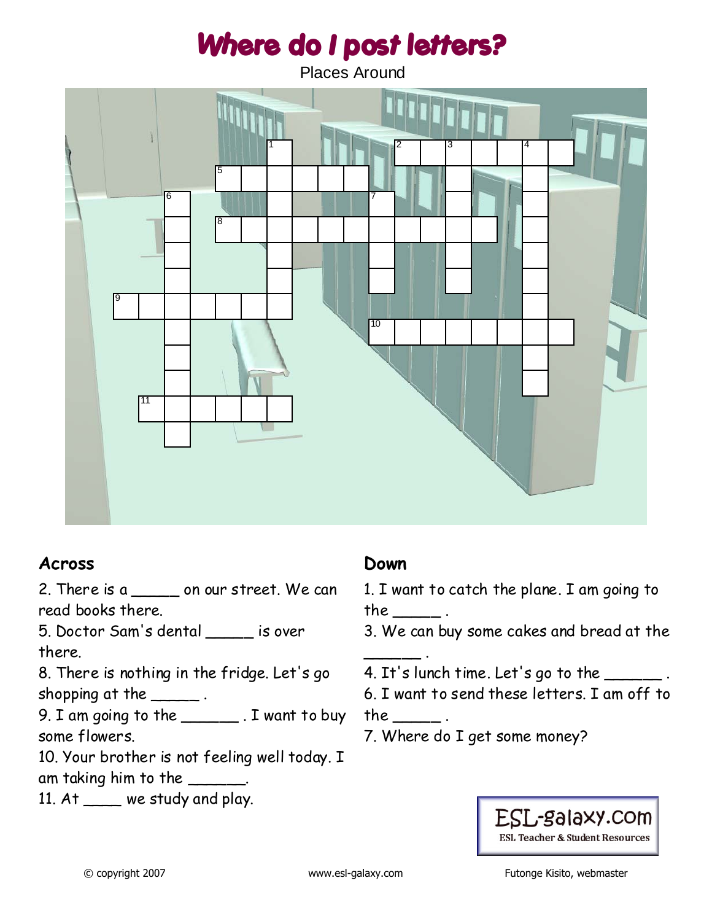# Where do I post letters?

Places Around

## Across

2. There is a _____ on our street. We can read books there.
5. Doctor Sam's dental _____ is over there.
8. There is nothing in the fridge. Let's go shopping at the _____ .
9. I am going to the ______ . I want to buy some flowers.
10. Your brother is not feeling well today. I am taking him to the ______.
11. At ____ we study and play.

## Down

1. I want to catch the plane. I am going to the _____ .
3. We can buy some cakes and bread at the ______ .
4. It's lunch time. Let's go to the ______ .
6. I want to send these letters. I am off to the _____ .
7. Where do I get some money?

ESL-galaxy.com
ESL Teacher & Student Resources

© copyright 2007 www.esl-galaxy.com Futonge Kisito, webmaster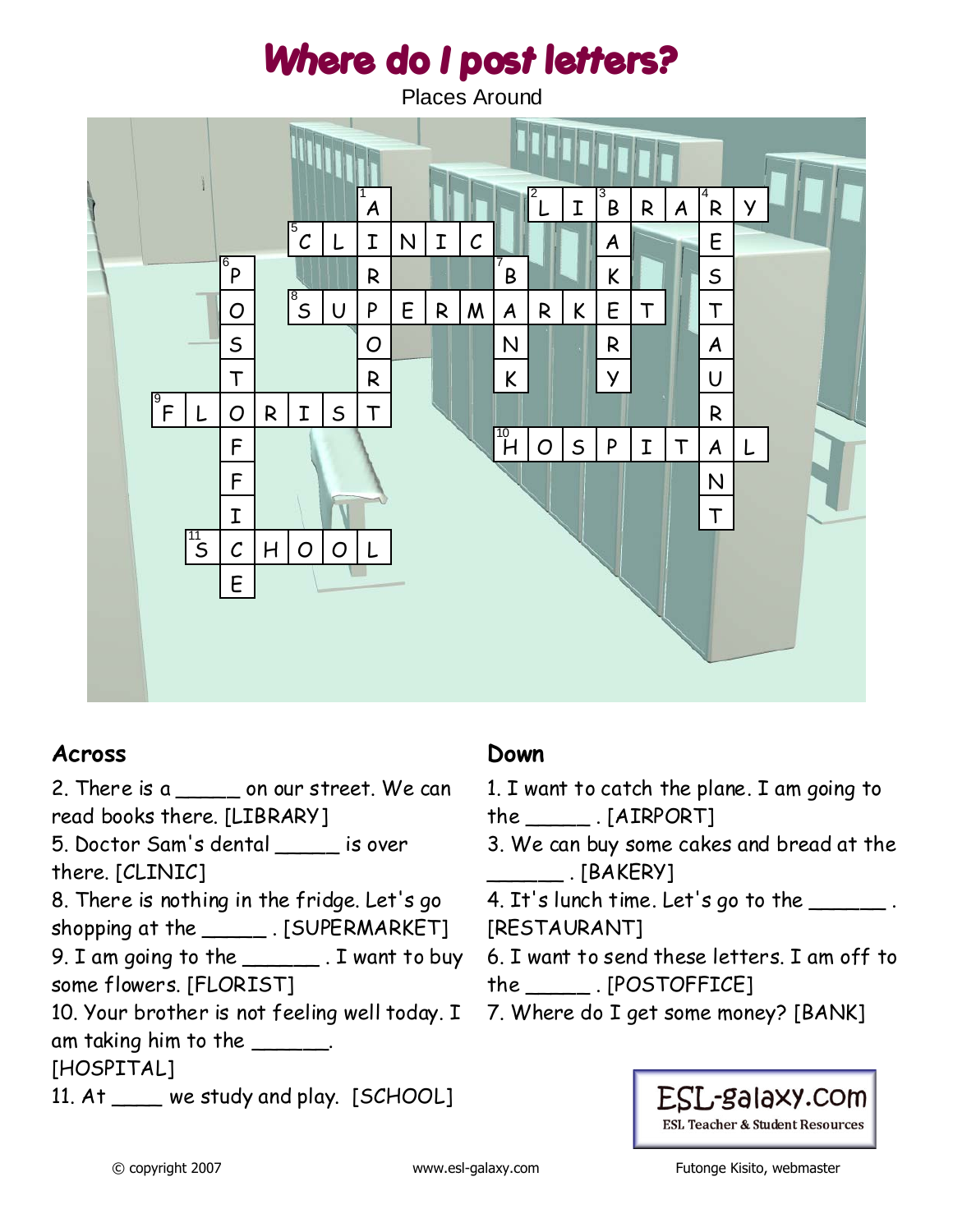# Where do I post letters?

Places Around

## Across

2. There is a _____ on our street. We can read books there. [LIBRARY]
5. Doctor Sam's dental _____ is over there. [CLINIC]
8. There is nothing in the fridge. Let's go shopping at the _____ . [SUPERMARKET]
9. I am going to the ______ . I want to buy some flowers. [FLORIST]
10. Your brother is not feeling well today. I am taking him to the ______. [HOSPITAL]
11. At ____ we study and play. [SCHOOL]

## Down

1. I want to catch the plane. I am going to the _____ . [AIRPORT]
3. We can buy some cakes and bread at the ______ . [BAKERY]
4. It's lunch time. Let's go to the ______ . [RESTAURANT]
6. I want to send these letters. I am off to the _____ . [POSTOFFICE]
7. Where do I get some money? [BANK]

ESL-galaxy.com
ESL Teacher & Student Resources

© copyright 2007 www.esl-galaxy.com Futonge Kisito, webmaster